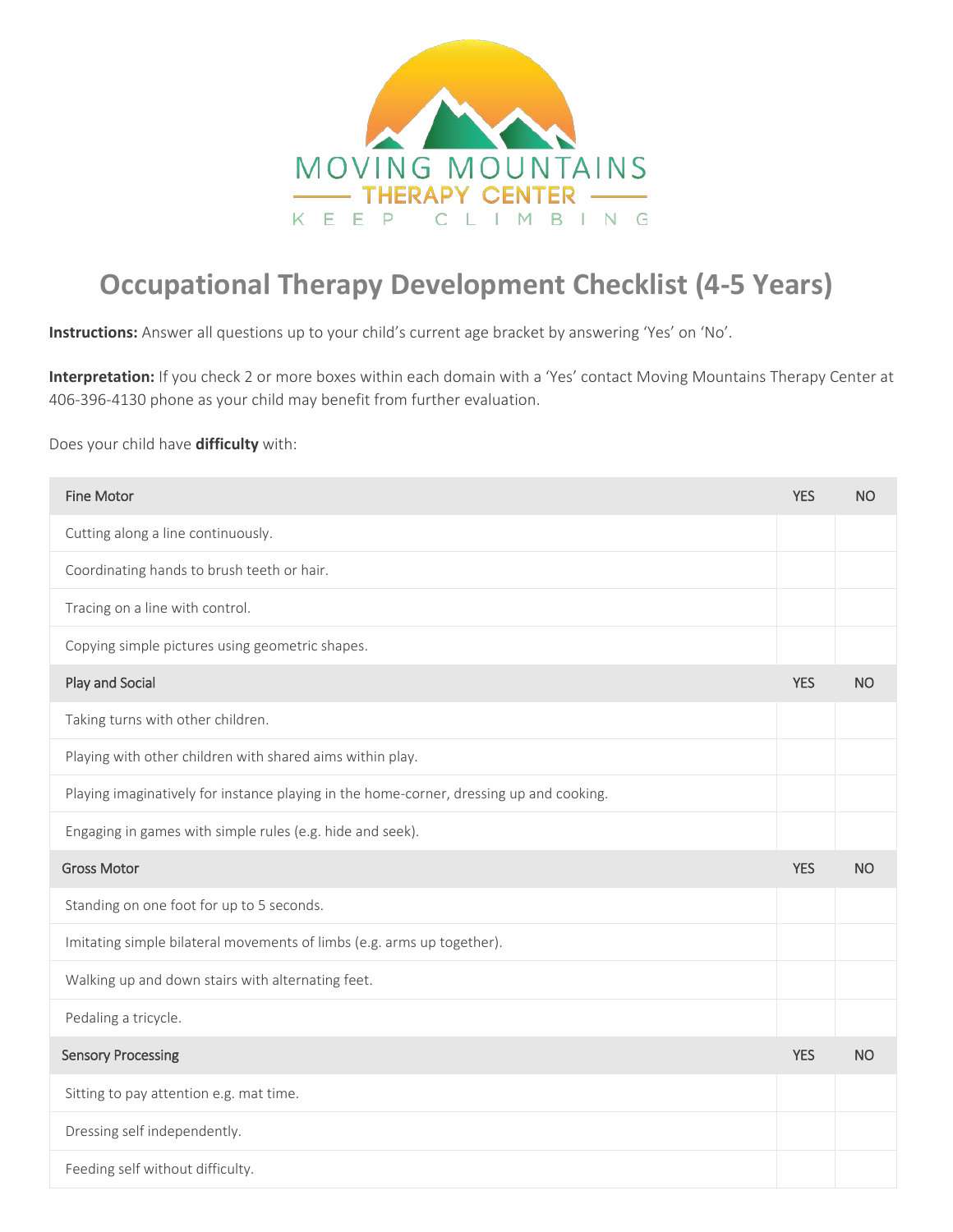MOVING MOUNTAINS

THERAPY CENTER

KEEP CLIMBING

# Occupational Therapy Development Checklist (4-5 Years)

**Instructions:** Answer all questions up to your child's current age bracket by answering 'Yes' on 'No'.

**Interpretation:** If you check 2 or more boxes within each domain with a 'Yes' contact Moving Mountains Therapy Center at 406-396-4130 phone as your child may benefit from further evaluation.

Does your child have **difficulty** with:

| Fine Motor | YES | NO |
| --- | --- | --- |
| Cutting along a line continuously. | | |
| Coordinating hands to brush teeth or hair. | | |
| Tracing on a line with control. | | |
| Copying simple pictures using geometric shapes. | | |
| **Play and Social** | **YES** | **NO** |
| Taking turns with other children. | | |
| Playing with other children with shared aims within play. | | |
| Playing imaginatively for instance playing in the home-corner, dressing up and cooking. | | |
| Engaging in games with simple rules (e.g. hide and seek). | | |
| **Gross Motor** | **YES** | **NO** |
| Standing on one foot for up to 5 seconds. | | |
| Imitating simple bilateral movements of limbs (e.g. arms up together). | | |
| Walking up and down stairs with alternating feet. | | |
| Pedaling a tricycle. | | |
| **Sensory Processing** | **YES** | **NO** |
| Sitting to pay attention e.g. mat time. | | |
| Dressing self independently. | | |
| Feeding self without difficulty. | | |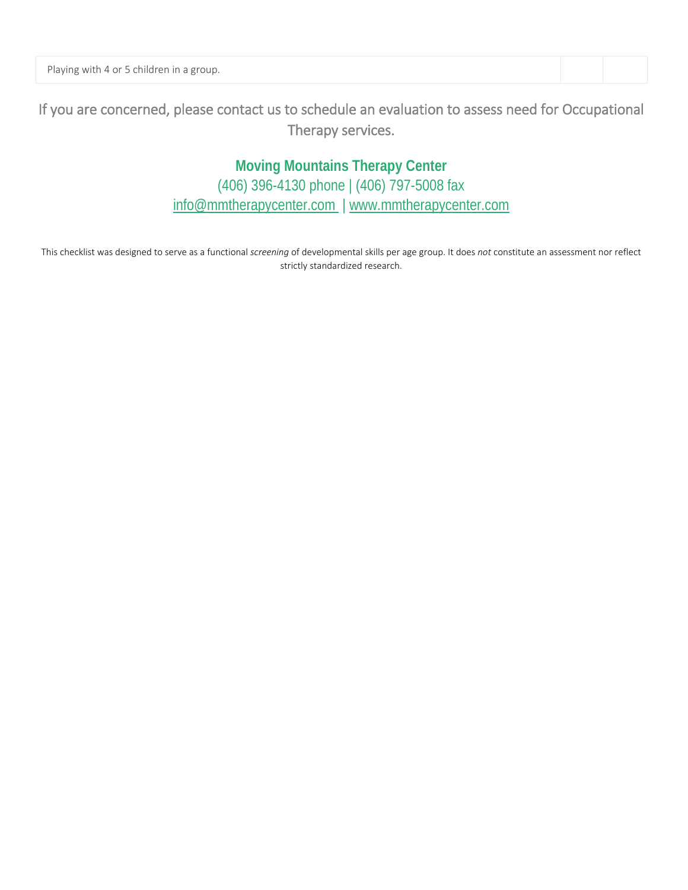| | | |
|---|---|---|
| Playing with 4 or 5 children in a group. | | |

If you are concerned, please contact us to schedule an evaluation to assess need for Occupational Therapy services.

**Moving Mountains Therapy Center**

(406) 396-4130 phone | (406) 797-5008 fax

info@mmtherapycenter.com | www.mmtherapycenter.com

This checklist was designed to serve as a functional *screening* of developmental skills per age group. It does *not* constitute an assessment nor reflect strictly standardized research.